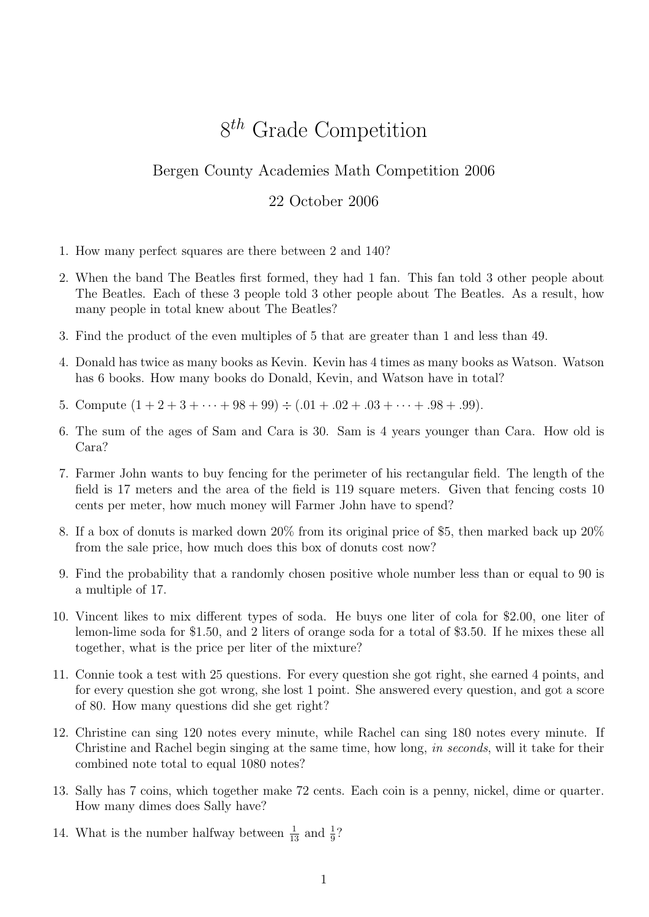# $8^{th}$ Grade Competition

Bergen County Academies Math Competition 2006

22 October 2006

1. How many perfect squares are there between 2 and 140?

2. When the band The Beatles first formed, they had 1 fan. This fan told 3 other people about The Beatles. Each of these 3 people told 3 other people about The Beatles. As a result, how many people in total knew about The Beatles?

3. Find the product of the even multiples of 5 that are greater than 1 and less than 49.

4. Donald has twice as many books as Kevin. Kevin has 4 times as many books as Watson. Watson has 6 books. How many books do Donald, Kevin, and Watson have in total?

5. Compute $(1 + 2 + 3 + \cdots + 98 + 99) \div (.01 + .02 + .03 + \cdots + .98 + .99)$.

6. The sum of the ages of Sam and Cara is 30. Sam is 4 years younger than Cara. How old is Cara?

7. Farmer John wants to buy fencing for the perimeter of his rectangular field. The length of the field is 17 meters and the area of the field is 119 square meters. Given that fencing costs 10 cents per meter, how much money will Farmer John have to spend?

8. If a box of donuts is marked down 20% from its original price of \$5, then marked back up 20% from the sale price, how much does this box of donuts cost now?

9. Find the probability that a randomly chosen positive whole number less than or equal to 90 is a multiple of 17.

10. Vincent likes to mix different types of soda. He buys one liter of cola for \$2.00, one liter of lemon-lime soda for \$1.50, and 2 liters of orange soda for a total of \$3.50. If he mixes these all together, what is the price per liter of the mixture?

11. Connie took a test with 25 questions. For every question she got right, she earned 4 points, and for every question she got wrong, she lost 1 point. She answered every question, and got a score of 80. How many questions did she get right?

12. Christine can sing 120 notes every minute, while Rachel can sing 180 notes every minute. If Christine and Rachel begin singing at the same time, how long, *in seconds*, will it take for their combined note total to equal 1080 notes?

13. Sally has 7 coins, which together make 72 cents. Each coin is a penny, nickel, dime or quarter. How many dimes does Sally have?

14. What is the number halfway between $\frac{1}{13}$ and $\frac{1}{9}$?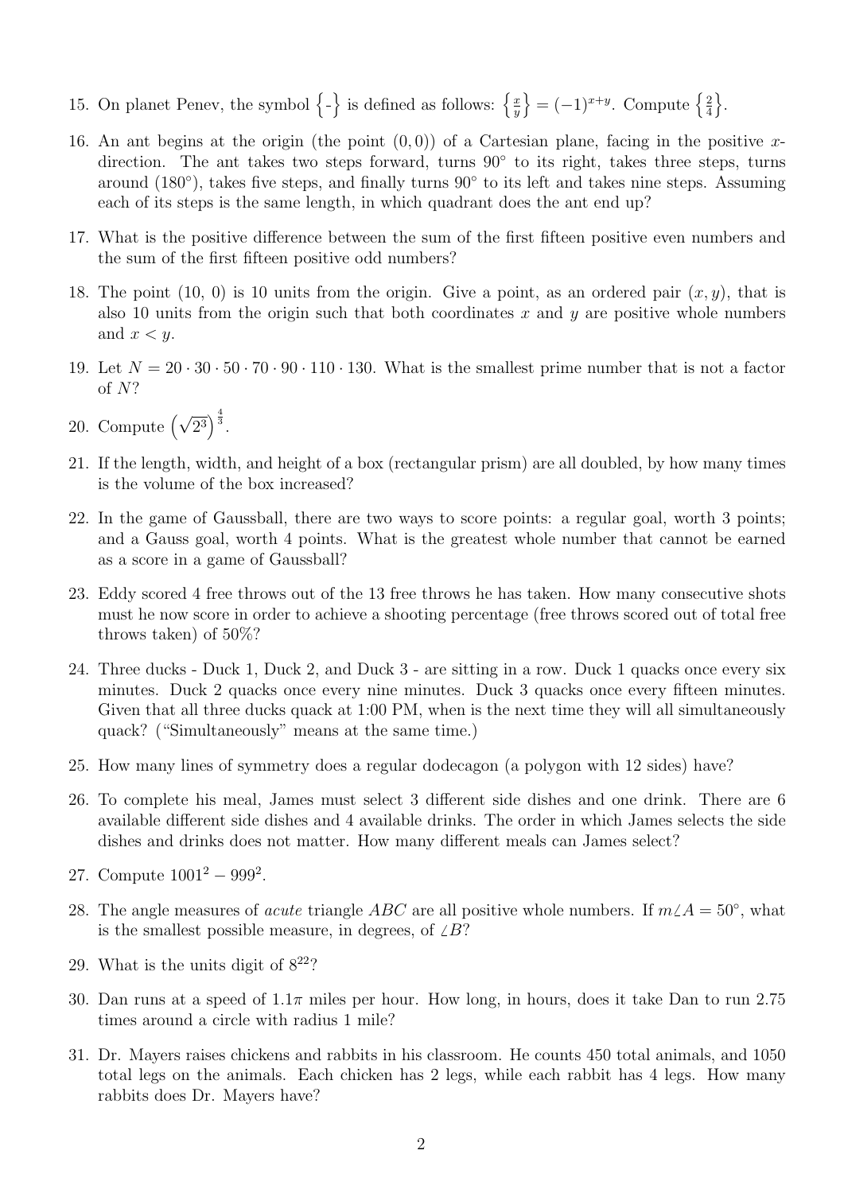15. On planet Penev, the symbol $\left\{\text{-}\right\}$ is defined as follows: $\left\{\frac{x}{y}\right\} = (-1)^{x+y}$. Compute $\left\{\frac{2}{4}\right\}$.

16. An ant begins at the origin (the point $(0, 0)$) of a Cartesian plane, facing in the positive $x$-direction. The ant takes two steps forward, turns $90^\circ$ to its right, takes three steps, turns around ($180^\circ$), takes five steps, and finally turns $90^\circ$ to its left and takes nine steps. Assuming each of its steps is the same length, in which quadrant does the ant end up?

17. What is the positive difference between the sum of the first fifteen positive even numbers and the sum of the first fifteen positive odd numbers?

18. The point (10, 0) is 10 units from the origin. Give a point, as an ordered pair $(x, y)$, that is also 10 units from the origin such that both coordinates $x$ and $y$ are positive whole numbers and $x < y$.

19. Let $N = 20 \cdot 30 \cdot 50 \cdot 70 \cdot 90 \cdot 110 \cdot 130$. What is the smallest prime number that is not a factor of $N$?

20. Compute $\left(\sqrt{2^3}\right)^{\frac{4}{3}}$.

21. If the length, width, and height of a box (rectangular prism) are all doubled, by how many times is the volume of the box increased?

22. In the game of Gaussball, there are two ways to score points: a regular goal, worth 3 points; and a Gauss goal, worth 4 points. What is the greatest whole number that cannot be earned as a score in a game of Gaussball?

23. Eddy scored 4 free throws out of the 13 free throws he has taken. How many consecutive shots must he now score in order to achieve a shooting percentage (free throws scored out of total free throws taken) of 50%?

24. Three ducks - Duck 1, Duck 2, and Duck 3 - are sitting in a row. Duck 1 quacks once every six minutes. Duck 2 quacks once every nine minutes. Duck 3 quacks once every fifteen minutes. Given that all three ducks quack at 1:00 PM, when is the next time they will all simultaneously quack? ("Simultaneously" means at the same time.)

25. How many lines of symmetry does a regular dodecagon (a polygon with 12 sides) have?

26. To complete his meal, James must select 3 different side dishes and one drink. There are 6 available different side dishes and 4 available drinks. The order in which James selects the side dishes and drinks does not matter. How many different meals can James select?

27. Compute $1001^2 - 999^2$.

28. The angle measures of *acute* triangle $ABC$ are all positive whole numbers. If $m\angle A = 50^\circ$, what is the smallest possible measure, in degrees, of $\angle B$?

29. What is the units digit of $8^{22}$?

30. Dan runs at a speed of $1.1\pi$ miles per hour. How long, in hours, does it take Dan to run 2.75 times around a circle with radius 1 mile?

31. Dr. Mayers raises chickens and rabbits in his classroom. He counts 450 total animals, and 1050 total legs on the animals. Each chicken has 2 legs, while each rabbit has 4 legs. How many rabbits does Dr. Mayers have?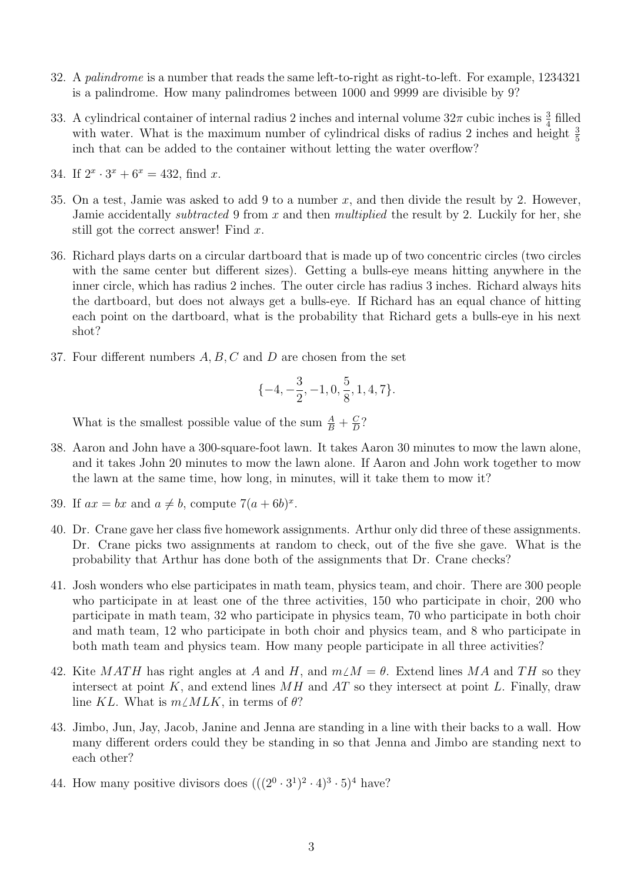32. A *palindrome* is a number that reads the same left-to-right as right-to-left. For example, 1234321 is a palindrome. How many palindromes between 1000 and 9999 are divisible by 9?

33. A cylindrical container of internal radius 2 inches and internal volume $32\pi$ cubic inches is $\frac{3}{4}$ filled with water. What is the maximum number of cylindrical disks of radius 2 inches and height $\frac{3}{5}$ inch that can be added to the container without letting the water overflow?

34. If $2^x \cdot 3^x + 6^x = 432$, find $x$.

35. On a test, Jamie was asked to add 9 to a number $x$, and then divide the result by 2. However, Jamie accidentally *subtracted* 9 from $x$ and then *multiplied* the result by 2. Luckily for her, she still got the correct answer! Find $x$.

36. Richard plays darts on a circular dartboard that is made up of two concentric circles (two circles with the same center but different sizes). Getting a bulls-eye means hitting anywhere in the inner circle, which has radius 2 inches. The outer circle has radius 3 inches. Richard always hits the dartboard, but does not always get a bulls-eye. If Richard has an equal chance of hitting each point on the dartboard, what is the probability that Richard gets a bulls-eye in his next shot?

37. Four different numbers $A, B, C$ and $D$ are chosen from the set

$$\{-4, -\frac{3}{2}, -1, 0, \frac{5}{8}, 1, 4, 7\}.$$

What is the smallest possible value of the sum $\frac{A}{B} + \frac{C}{D}$?

38. Aaron and John have a 300-square-foot lawn. It takes Aaron 30 minutes to mow the lawn alone, and it takes John 20 minutes to mow the lawn alone. If Aaron and John work together to mow the lawn at the same time, how long, in minutes, will it take them to mow it?

39. If $ax = bx$ and $a \neq b$, compute $7(a + 6b)^x$.

40. Dr. Crane gave her class five homework assignments. Arthur only did three of these assignments. Dr. Crane picks two assignments at random to check, out of the five she gave. What is the probability that Arthur has done both of the assignments that Dr. Crane checks?

41. Josh wonders who else participates in math team, physics team, and choir. There are 300 people who participate in at least one of the three activities, 150 who participate in choir, 200 who participate in math team, 32 who participate in physics team, 70 who participate in both choir and math team, 12 who participate in both choir and physics team, and 8 who participate in both math team and physics team. How many people participate in all three activities?

42. Kite $MATH$ has right angles at $A$ and $H$, and $m\angle M = \theta$. Extend lines $MA$ and $TH$ so they intersect at point $K$, and extend lines $MH$ and $AT$ so they intersect at point $L$. Finally, draw line $KL$. What is $m\angle MLK$, in terms of $\theta$?

43. Jimbo, Jun, Jay, Jacob, Janine and Jenna are standing in a line with their backs to a wall. How many different orders could they be standing in so that Jenna and Jimbo are standing next to each other?

44. How many positive divisors does $(((2^0 \cdot 3^1)^2 \cdot 4)^3 \cdot 5)^4$ have?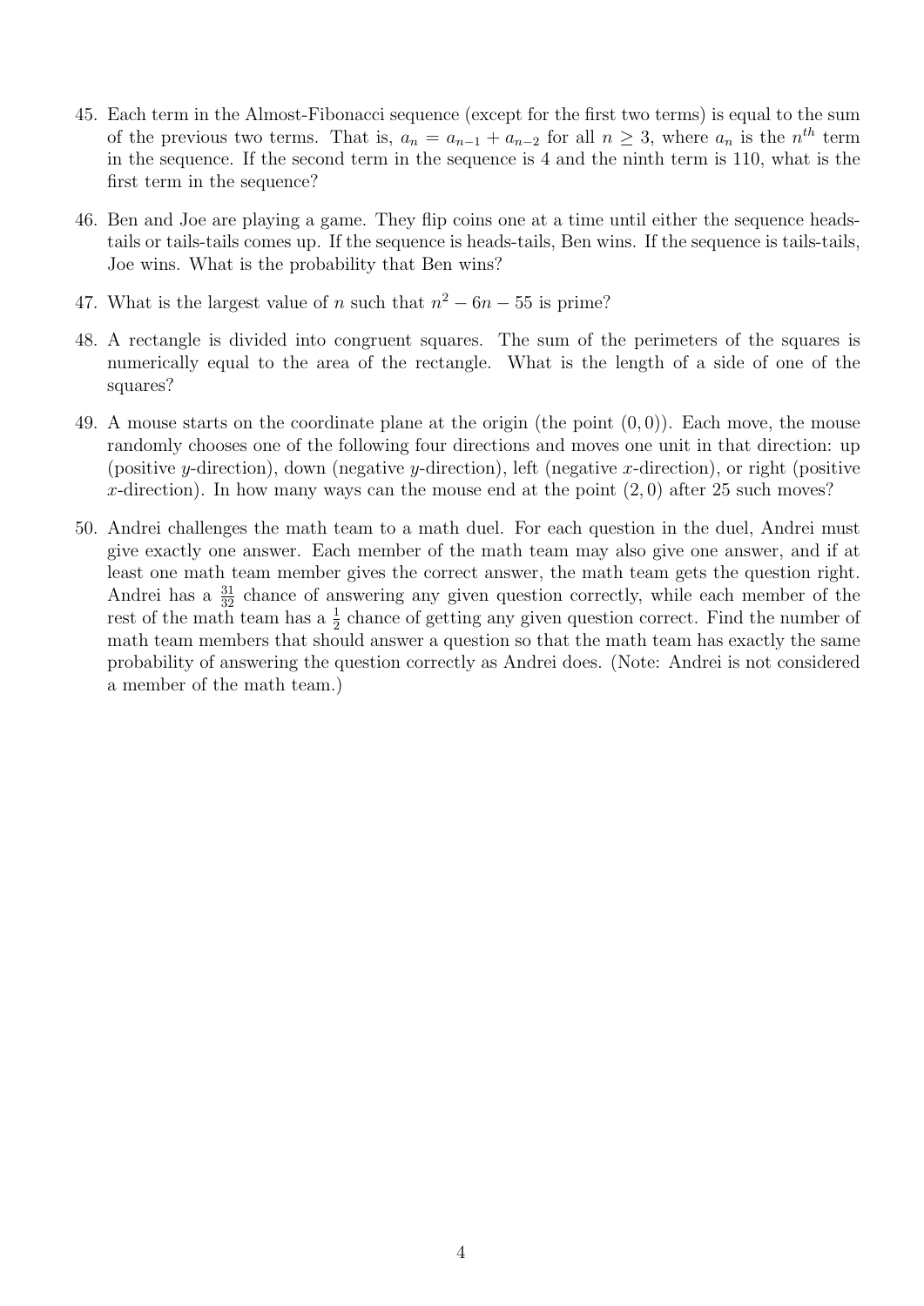45. Each term in the Almost-Fibonacci sequence (except for the first two terms) is equal to the sum of the previous two terms. That is, $a_n = a_{n-1} + a_{n-2}$ for all $n \geq 3$, where $a_n$ is the $n^{th}$ term in the sequence. If the second term in the sequence is 4 and the ninth term is 110, what is the first term in the sequence?

46. Ben and Joe are playing a game. They flip coins one at a time until either the sequence heads-tails or tails-tails comes up. If the sequence is heads-tails, Ben wins. If the sequence is tails-tails, Joe wins. What is the probability that Ben wins?

47. What is the largest value of $n$ such that $n^2 - 6n - 55$ is prime?

48. A rectangle is divided into congruent squares. The sum of the perimeters of the squares is numerically equal to the area of the rectangle. What is the length of a side of one of the squares?

49. A mouse starts on the coordinate plane at the origin (the point $(0, 0)$). Each move, the mouse randomly chooses one of the following four directions and moves one unit in that direction: up (positive $y$-direction), down (negative $y$-direction), left (negative $x$-direction), or right (positive $x$-direction). In how many ways can the mouse end at the point $(2, 0)$ after 25 such moves?

50. Andrei challenges the math team to a math duel. For each question in the duel, Andrei must give exactly one answer. Each member of the math team may also give one answer, and if at least one math team member gives the correct answer, the math team gets the question right. Andrei has a $\frac{31}{32}$ chance of answering any given question correctly, while each member of the rest of the math team has a $\frac{1}{2}$ chance of getting any given question correct. Find the number of math team members that should answer a question so that the math team has exactly the same probability of answering the question correctly as Andrei does. (Note: Andrei is not considered a member of the math team.)